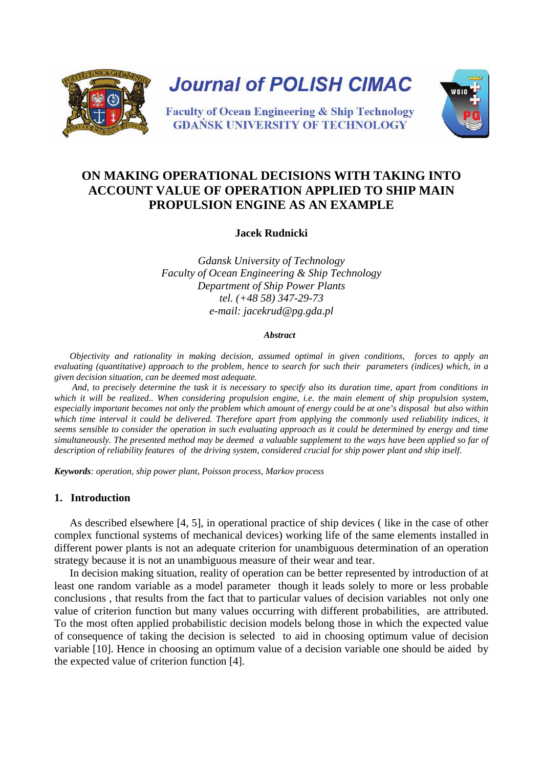# ON MAKING OPERATIONAL DECISIONS WITH TAKING INTO ACCOUNT VALUE OF OPERATION APPLIED TO SHIP MAIN PROPULSION ENGINE AS AN EXAMPLE

**Jacek Rudnicki**

*Gdansk University of Technology*
*Faculty of Ocean Engineering & Ship Technology*
*Department of Ship Power Plants*
*tel. (+48 58) 347-29-73*
*e-mail: jacekrud@pg.gda.pl*

***Abstract***

*Objectivity and rationality in making decision, assumed optimal in given conditions, forces to apply an evaluating (quantitative) approach to the problem, hence to search for such their parameters (indices) which, in a given decision situation, can be deemed most adequate.*

*And, to precisely determine the task it is necessary to specify also its duration time, apart from conditions in which it will be realized.. When considering propulsion engine, i.e. the main element of ship propulsion system, especially important becomes not only the problem which amount of energy could be at one's disposal but also within which time interval it could be delivered. Therefore apart from applying the commonly used reliability indices, it seems sensible to consider the operation in such evaluating approach as it could be determined by energy and time simultaneously. The presented method may be deemed a valuable supplement to the ways have been applied so far of description of reliability features of the driving system, considered crucial for ship power plant and ship itself.*

***Keywords****: operation, ship power plant, Poisson process, Markov process*

## 1. Introduction

As described elsewhere [4, 5], in operational practice of ship devices ( like in the case of other complex functional systems of mechanical devices) working life of the same elements installed in different power plants is not an adequate criterion for unambiguous determination of an operation strategy because it is not an unambiguous measure of their wear and tear.

In decision making situation, reality of operation can be better represented by introduction of at least one random variable as a model parameter though it leads solely to more or less probable conclusions , that results from the fact that to particular values of decision variables not only one value of criterion function but many values occurring with different probabilities, are attributed. To the most often applied probabilistic decision models belong those in which the expected value of consequence of taking the decision is selected to aid in choosing optimum value of decision variable [10]. Hence in choosing an optimum value of a decision variable one should be aided by the expected value of criterion function [4].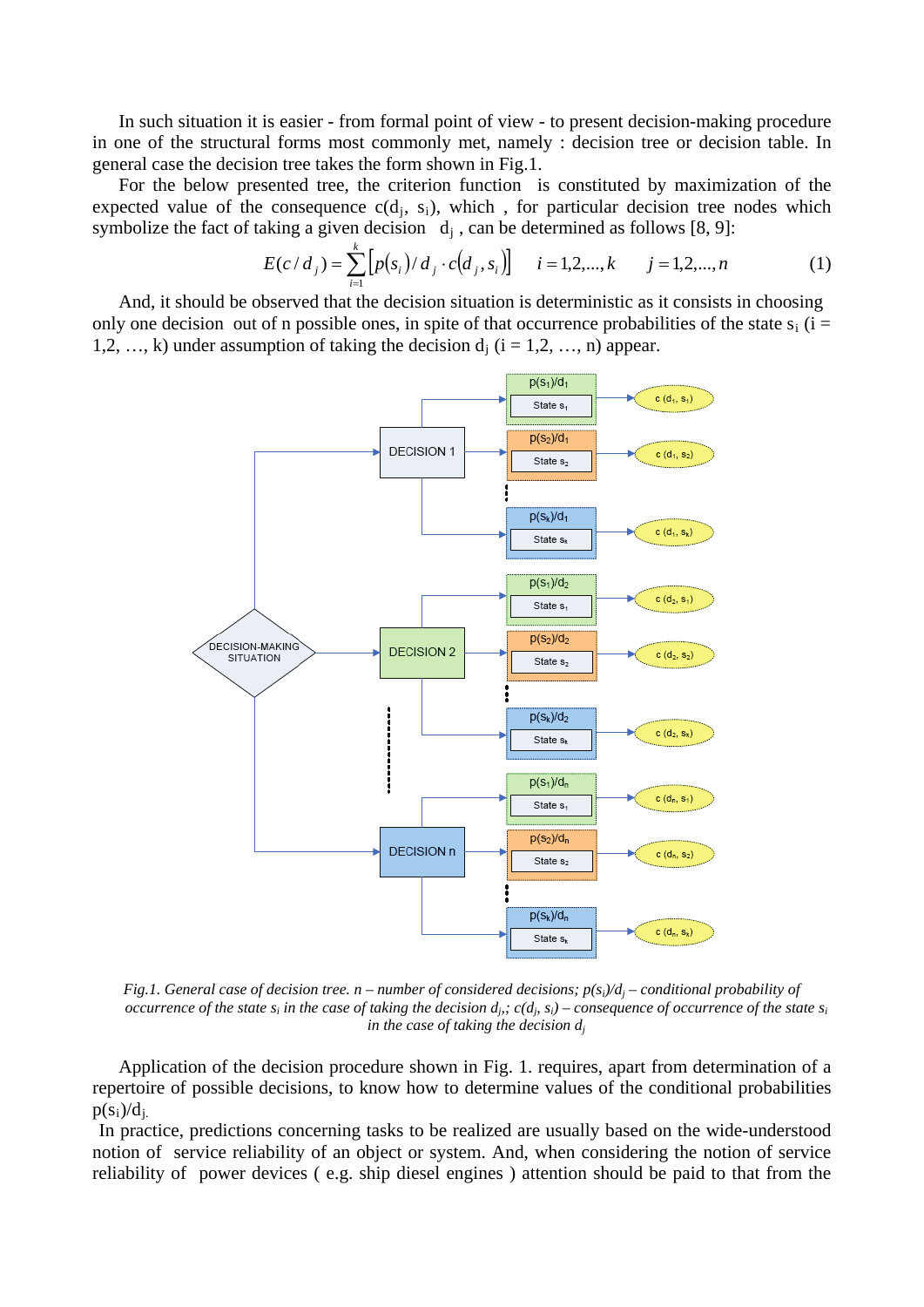In such situation it is easier - from formal point of view - to present decision-making procedure in one of the structural forms most commonly met, namely : decision tree or decision table. In general case the decision tree takes the form shown in Fig.1.

For the below presented tree, the criterion function is constituted by maximization of the expected value of the consequence $c(d_j, s_i)$, which , for particular decision tree nodes which symbolize the fact of taking a given decision $d_j$ , can be determined as follows [8, 9]:

$$E(c/d_j) = \sum_{i=1}^{k} \left[ p(s_i)/d_j \cdot c(d_j, s_i) \right] \qquad i = 1,2,...,k \qquad j = 1,2,...,n \tag{1}$$

And, it should be observed that the decision situation is deterministic as it consists in choosing only one decision out of n possible ones, in spite of that occurrence probabilities of the state $s_i$ ($i = 1,2, …, k$) under assumption of taking the decision $d_j$ ($i = 1,2, …, n$) appear.

DECISION-MAKING SITUATION

DECISION 1

DECISION 2

DECISION n

p(S1)/d1
State s1
c (d1, s1)

p(S2)/d1
State s2
c (d1, s2)

p(Sk)/d1
State sk
c (d1, sk)

p(S1)/d2
State s1
c (d2, s1)

p(S2)/d2
State s2
c (d2, s2)

p(Sk)/d2
State sk
c (d2, sk)

p(S1)/dn
State s1
c (dn, s1)

p(S2)/dn
State s2
c (dn, s2)

p(Sk)/dn
State sk
c (dn, sk)

*Fig.1. General case of decision tree. n – number of considered decisions; $p(s_i)/d_j$ – conditional probability of occurrence of the state $s_i$ in the case of taking the decision $d_j$,; $c(d_j, s_i)$ – consequence of occurrence of the state $s_i$ in the case of taking the decision $d_j$*

Application of the decision procedure shown in Fig. 1. requires, apart from determination of a repertoire of possible decisions, to know how to determine values of the conditional probabilities $p(s_i)/d_j$.

In practice, predictions concerning tasks to be realized are usually based on the wide-understood notion of service reliability of an object or system. And, when considering the notion of service reliability of power devices ( e.g. ship diesel engines ) attention should be paid to that from the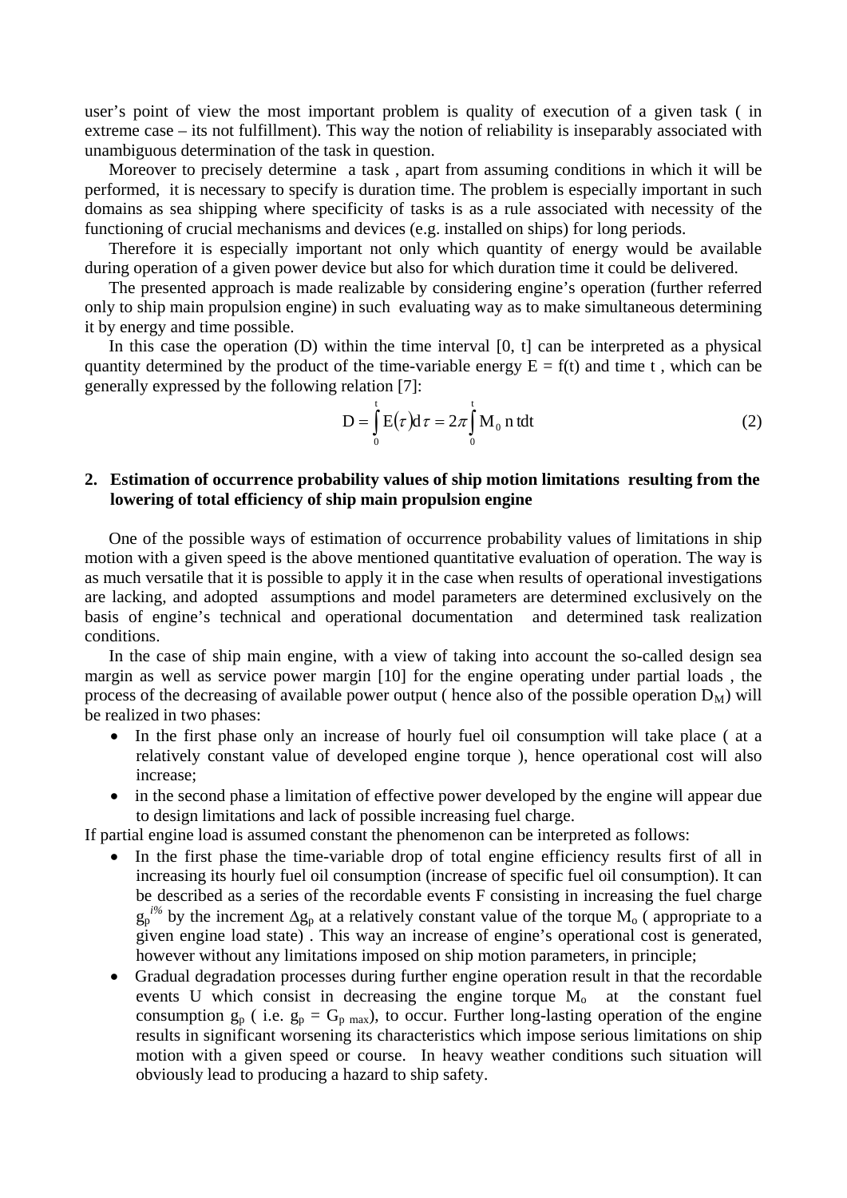user's point of view the most important problem is quality of execution of a given task ( in extreme case – its not fulfillment). This way the notion of reliability is inseparably associated with unambiguous determination of the task in question.

Moreover to precisely determine a task , apart from assuming conditions in which it will be performed, it is necessary to specify is duration time. The problem is especially important in such domains as sea shipping where specificity of tasks is as a rule associated with necessity of the functioning of crucial mechanisms and devices (e.g. installed on ships) for long periods.

Therefore it is especially important not only which quantity of energy would be available during operation of a given power device but also for which duration time it could be delivered.

The presented approach is made realizable by considering engine's operation (further referred only to ship main propulsion engine) in such evaluating way as to make simultaneous determining it by energy and time possible.

In this case the operation (D) within the time interval [0, t] can be interpreted as a physical quantity determined by the product of the time-variable energy $E = f(t)$ and time t , which can be generally expressed by the following relation [7]:

$$D = \int_0^t E(\tau)d\tau = 2\pi \int_0^t M_0 \, n \, t dt \tag{2}$$

## 2. Estimation of occurrence probability values of ship motion limitations resulting from the lowering of total efficiency of ship main propulsion engine

One of the possible ways of estimation of occurrence probability values of limitations in ship motion with a given speed is the above mentioned quantitative evaluation of operation. The way is as much versatile that it is possible to apply it in the case when results of operational investigations are lacking, and adopted assumptions and model parameters are determined exclusively on the basis of engine's technical and operational documentation and determined task realization conditions.

In the case of ship main engine, with a view of taking into account the so-called design sea margin as well as service power margin [10] for the engine operating under partial loads , the process of the decreasing of available power output ( hence also of the possible operation $D_M$) will be realized in two phases:

- In the first phase only an increase of hourly fuel oil consumption will take place ( at a relatively constant value of developed engine torque ), hence operational cost will also increase;
- in the second phase a limitation of effective power developed by the engine will appear due to design limitations and lack of possible increasing fuel charge.

If partial engine load is assumed constant the phenomenon can be interpreted as follows:

- In the first phase the time-variable drop of total engine efficiency results first of all in increasing its hourly fuel oil consumption (increase of specific fuel oil consumption). It can be described as a series of the recordable events F consisting in increasing the fuel charge $g_p^{i\%}$ by the increment $\Delta g_p$ at a relatively constant value of the torque $M_o$ ( appropriate to a given engine load state) . This way an increase of engine's operational cost is generated, however without any limitations imposed on ship motion parameters, in principle;
- Gradual degradation processes during further engine operation result in that the recordable events U which consist in decreasing the engine torque $M_o$ at the constant fuel consumption $g_p$ ( i.e. $g_p = G_{p\ max}$), to occur. Further long-lasting operation of the engine results in significant worsening its characteristics which impose serious limitations on ship motion with a given speed or course. In heavy weather conditions such situation will obviously lead to producing a hazard to ship safety.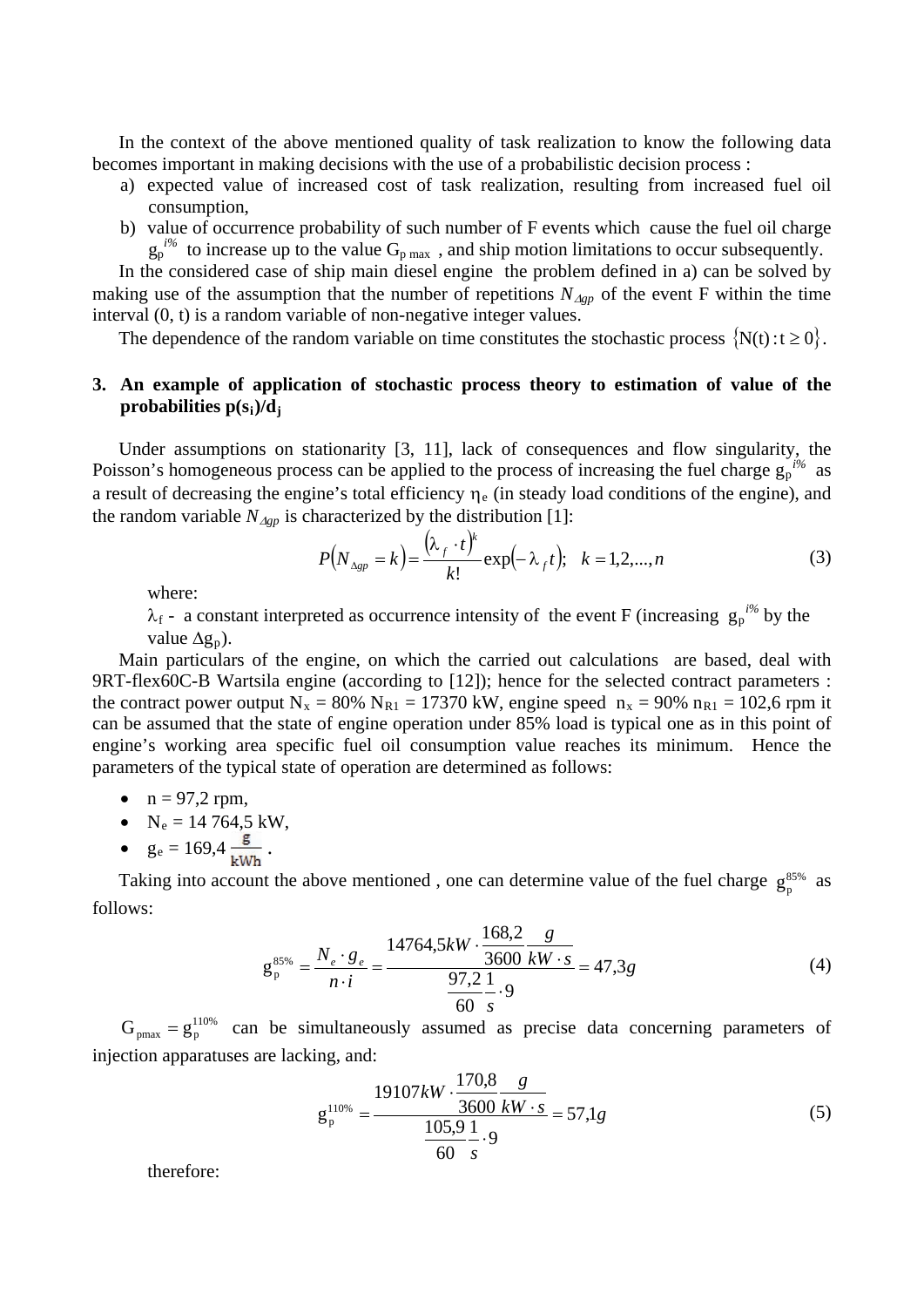In the context of the above mentioned quality of task realization to know the following data becomes important in making decisions with the use of a probabilistic decision process :

a) expected value of increased cost of task realization, resulting from increased fuel oil consumption,
b) value of occurrence probability of such number of F events which cause the fuel oil charge $g_p^{i\%}$ to increase up to the value $G_{p\,max}$ , and ship motion limitations to occur subsequently.

In the considered case of ship main diesel engine the problem defined in a) can be solved by making use of the assumption that the number of repetitions $N_{\Delta gp}$ of the event F within the time interval (0, t) is a random variable of non-negative integer values.

The dependence of the random variable on time constitutes the stochastic process $\{N(t): t \geq 0\}$.

## 3. An example of application of stochastic process theory to estimation of value of the probabilities $p(s_i)/d_j$

Under assumptions on stationarity [3, 11], lack of consequences and flow singularity, the Poisson's homogeneous process can be applied to the process of increasing the fuel charge $g_p^{i\%}$ as a result of decreasing the engine's total efficiency $\eta_e$ (in steady load conditions of the engine), and the random variable $N_{\Delta gp}$ is characterized by the distribution [1]:

$$P(N_{\Delta gp} = k) = \frac{(\lambda_f \cdot t)^k}{k!}\exp(-\lambda_f t); \quad k = 1,2,...,n \tag{3}$$

where:

$\lambda_f$ - a constant interpreted as occurrence intensity of the event F (increasing $g_p^{i\%}$ by the value $\Delta g_p$).

Main particulars of the engine, on which the carried out calculations are based, deal with 9RT-flex60C-B Wartsila engine (according to [12]); hence for the selected contract parameters : the contract power output $N_x$ = 80% $N_{R1}$ = 17370 kW, engine speed $n_x$ = 90% $n_{R1}$ = 102,6 rpm it can be assumed that the state of engine operation under 85% load is typical one as in this point of engine's working area specific fuel oil consumption value reaches its minimum. Hence the parameters of the typical state of operation are determined as follows:

- n = 97,2 rpm,
- $N_e$ = 14 764,5 kW,
- $g_e$ = 169,4 $\frac{g}{kWh}$ .

Taking into account the above mentioned , one can determine value of the fuel charge $g_p^{85\%}$ as follows:

$$g_p^{85\%} = \frac{N_e \cdot g_e}{n \cdot i} = \frac{14764{,}5kW \cdot \frac{168{,}2}{3600}\frac{g}{kW \cdot s}}{\frac{97{,}2}{60}\frac{1}{s} \cdot 9} = 47{,}3g \tag{4}$$

$G_{pmax} = g_p^{110\%}$ can be simultaneously assumed as precise data concerning parameters of injection apparatuses are lacking, and:

$$g_p^{110\%} = \frac{19107kW \cdot \frac{170{,}8}{3600}\frac{g}{kW \cdot s}}{\frac{105{,}9}{60}\frac{1}{s} \cdot 9} = 57{,}1g \tag{5}$$

therefore: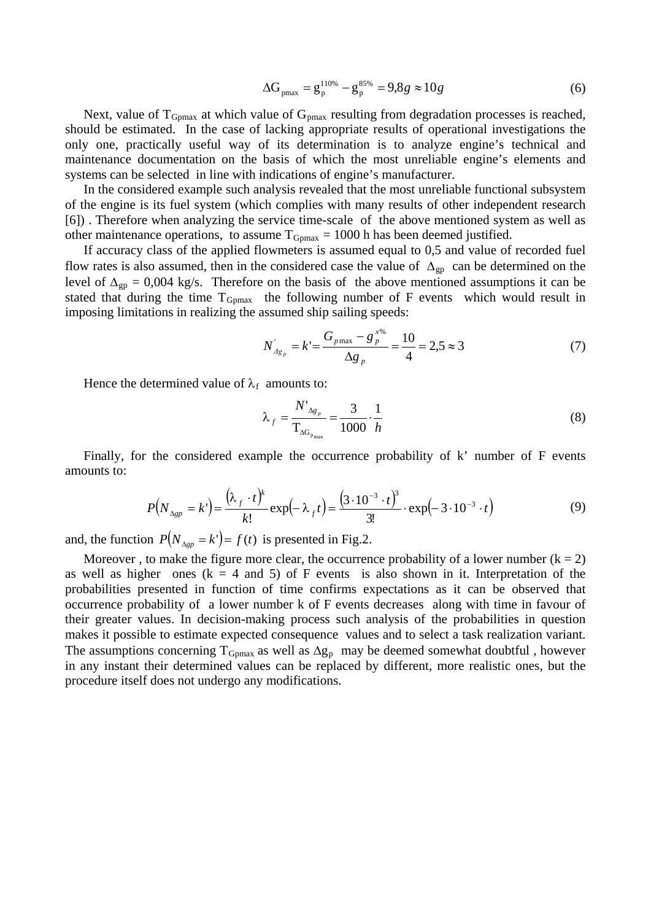$$\Delta G_{p\max} = g_p^{110\%} - g_p^{85\%} = 9{,}8g \approx 10g \tag{6}$$

Next, value of $T_{Gpmax}$ at which value of $G_{pmax}$ resulting from degradation processes is reached, should be estimated. In the case of lacking appropriate results of operational investigations the only one, practically useful way of its determination is to analyze engine's technical and maintenance documentation on the basis of which the most unreliable engine's elements and systems can be selected in line with indications of engine's manufacturer.

In the considered example such analysis revealed that the most unreliable functional subsystem of the engine is its fuel system (which complies with many results of other independent research [6]) . Therefore when analyzing the service time-scale of the above mentioned system as well as other maintenance operations, to assume $T_{Gpmax}$ = 1000 h has been deemed justified.

If accuracy class of the applied flowmeters is assumed equal to 0,5 and value of recorded fuel flow rates is also assumed, then in the considered case the value of $\Delta_{gp}$ can be determined on the level of $\Delta_{gp}$ = 0,004 kg/s. Therefore on the basis of the above mentioned assumptions it can be stated that during the time $T_{Gpmax}$ the following number of F events which would result in imposing limitations in realizing the assumed ship sailing speeds:

$$N'_{\Delta g_p} = k' = \frac{G_{p\max} - g_p^{x\%}}{\Delta g_p} = \frac{10}{4} = 2{,}5 \approx 3 \tag{7}$$

Hence the determined value of $\lambda_f$ amounts to:

$$\lambda_f = \frac{N'_{\Delta g_p}}{T_{\Delta G_{p\max}}} = \frac{3}{1000} \cdot \frac{1}{h} \tag{8}$$

Finally, for the considered example the occurrence probability of k' number of F events amounts to:

$$P\left(N_{\Delta gp} = k'\right) = \frac{\left(\lambda_f \cdot t\right)^k}{k!} \exp\left(-\lambda_f t\right) = \frac{\left(3 \cdot 10^{-3} \cdot t\right)^3}{3!} \cdot \exp\left(-3 \cdot 10^{-3} \cdot t\right) \tag{9}$$

and, the function $P\left(N_{\Delta gp} = k'\right) = f(t)$ is presented in Fig.2.

Moreover , to make the figure more clear, the occurrence probability of a lower number (k = 2) as well as higher ones (k = 4 and 5) of F events is also shown in it. Interpretation of the probabilities presented in function of time confirms expectations as it can be observed that occurrence probability of a lower number k of F events decreases along with time in favour of their greater values. In decision-making process such analysis of the probabilities in question makes it possible to estimate expected consequence values and to select a task realization variant. The assumptions concerning $T_{Gpmax}$ as well as $\Delta g_p$ may be deemed somewhat doubtful , however in any instant their determined values can be replaced by different, more realistic ones, but the procedure itself does not undergo any modifications.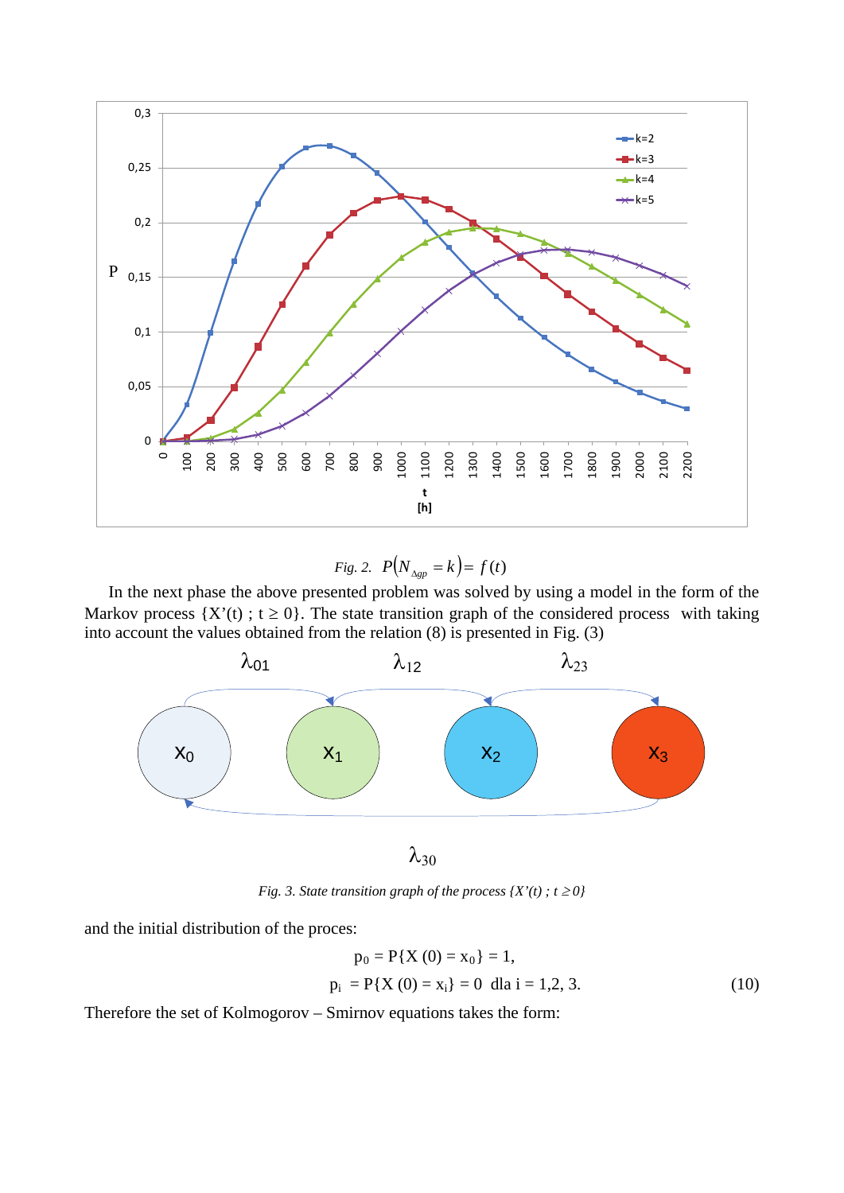0,3
0,25
0,2
P 0,15
0,1
0,05
0

0 100 200 300 400 500 600 700 800 900 1000 1100 1200 1300 1400 1500 1600 1700 1800 1900 2000 2100 2200

t
[h]

k=2
k=3
k=4
k=5

*Fig. 2.* $P\left(N_{\Delta gp} = k\right) = f(t)$

In the next phase the above presented problem was solved by using a model in the form of the Markov process $\{X'(t)\ ;\ t \geq 0\}$. The state transition graph of the considered process with taking into account the values obtained from the relation (8) is presented in Fig. (3)

$\lambda_{01}$ $\lambda_{12}$ $\lambda_{23}$

$x_0$ $x_1$ $x_2$ $x_3$

$\lambda_{30}$

*Fig. 3. State transition graph of the process $\{X'(t)\ ;\ t \geq 0\}$*

and the initial distribution of the proces:

$$p_0 = P\{X(0) = x_0\} = 1,$$

$$p_i = P\{X(0) = x_i\} = 0 \ \text{ dla } i = 1,2,3. \qquad (10)$$

Therefore the set of Kolmogorov – Smirnov equations takes the form: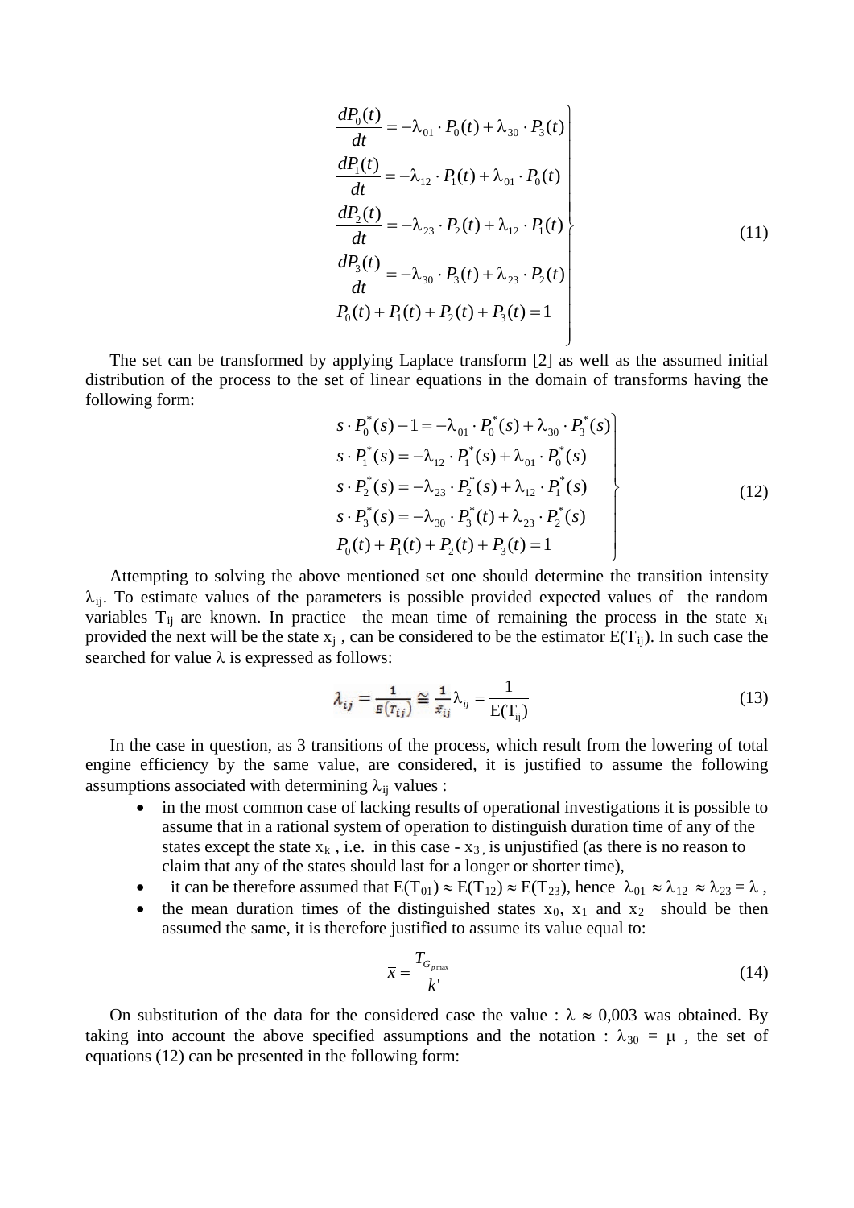$$
\left.\begin{aligned}
\frac{dP_0(t)}{dt} &= -\lambda_{01} \cdot P_0(t) + \lambda_{30} \cdot P_3(t) \\
\frac{dP_1(t)}{dt} &= -\lambda_{12} \cdot P_1(t) + \lambda_{01} \cdot P_0(t) \\
\frac{dP_2(t)}{dt} &= -\lambda_{23} \cdot P_2(t) + \lambda_{12} \cdot P_1(t) \\
\frac{dP_3(t)}{dt} &= -\lambda_{30} \cdot P_3(t) + \lambda_{23} \cdot P_2(t) \\
P_0(t) + P_1(t) &+ P_2(t) + P_3(t) = 1
\end{aligned}\right\} \tag{11}
$$

The set can be transformed by applying Laplace transform [2] as well as the assumed initial distribution of the process to the set of linear equations in the domain of transforms having the following form:

$$
\left.\begin{aligned}
s \cdot P_0^*(s) - 1 &= -\lambda_{01} \cdot P_0^*(s) + \lambda_{30} \cdot P_3^*(s) \\
s \cdot P_1^*(s) &= -\lambda_{12} \cdot P_1^*(s) + \lambda_{01} \cdot P_0^*(s) \\
s \cdot P_2^*(s) &= -\lambda_{23} \cdot P_2^*(s) + \lambda_{12} \cdot P_1^*(s) \\
s \cdot P_3^*(s) &= -\lambda_{30} \cdot P_3^*(t) + \lambda_{23} \cdot P_2^*(s) \\
P_0(t) + P_1(t) &+ P_2(t) + P_3(t) = 1
\end{aligned}\right\} \tag{12}
$$

Attempting to solving the above mentioned set one should determine the transition intensity $\lambda_{ij}$. To estimate values of the parameters is possible provided expected values of the random variables $T_{ij}$ are known. In practice the mean time of remaining the process in the state $x_i$ provided the next will be the state $x_j$, can be considered to be the estimator $E(T_{ij})$. In such case the searched for value $\lambda$ is expressed as follows:

$$
\lambda_{ij} = \frac{1}{E(T_{ij})} \cong \frac{1}{\bar{x}_{ij}} \lambda_{ij} = \frac{1}{\mathrm{E(T_{ij})}} \tag{13}
$$

In the case in question, as 3 transitions of the process, which result from the lowering of total engine efficiency by the same value, are considered, it is justified to assume the following assumptions associated with determining $\lambda_{ij}$ values :

- in the most common case of lacking results of operational investigations it is possible to assume that in a rational system of operation to distinguish duration time of any of the states except the state $x_k$ , i.e. in this case - $x_3$ , is unjustified (as there is no reason to claim that any of the states should last for a longer or shorter time),
- it can be therefore assumed that $E(T_{01}) \approx E(T_{12}) \approx E(T_{23})$, hence $\lambda_{01} \approx \lambda_{12} \approx \lambda_{23} = \lambda$ ,
- the mean duration times of the distinguished states $x_0$, $x_1$ and $x_2$ should be then assumed the same, it is therefore justified to assume its value equal to:

$$
\bar{x} = \frac{T_{G_{p\max}}}{k'} \tag{14}
$$

On substitution of the data for the considered case the value : $\lambda \approx 0{,}003$ was obtained. By taking into account the above specified assumptions and the notation : $\lambda_{30} = \mu$ , the set of equations (12) can be presented in the following form: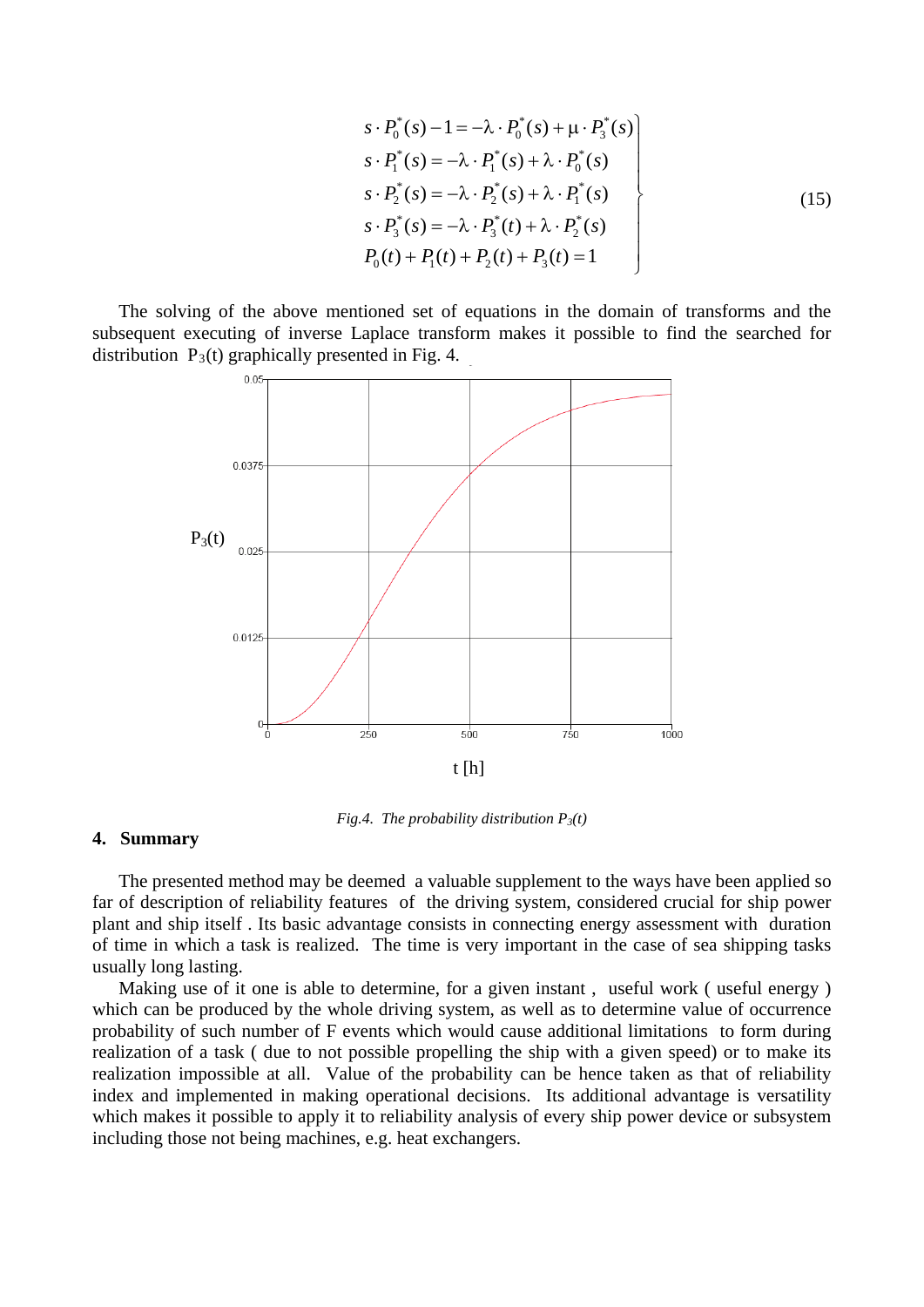$$
\left.
\begin{aligned}
& s \cdot P_0^*(s) - 1 = -\lambda \cdot P_0^*(s) + \mu \cdot P_3^*(s) \\
& s \cdot P_1^*(s) = -\lambda \cdot P_1^*(s) + \lambda \cdot P_0^*(s) \\
& s \cdot P_2^*(s) = -\lambda \cdot P_2^*(s) + \lambda \cdot P_1^*(s) \\
& s \cdot P_3^*(s) = -\lambda \cdot P_3^*(t) + \lambda \cdot P_2^*(s) \\
& P_0(t) + P_1(t) + P_2(t) + P_3(t) = 1
\end{aligned}
\right\} \tag{15}
$$

The solving of the above mentioned set of equations in the domain of transforms and the subsequent executing of inverse Laplace transform makes it possible to find the searched for distribution $P_3(t)$ graphically presented in Fig. 4.

$P_3(t)$

0.05
0.0375
0.025
0.0125
0

0
250
500
750
1000

t [h]

*Fig.4. The probability distribution $P_3(t)$*

## 4. Summary

The presented method may be deemed a valuable supplement to the ways have been applied so far of description of reliability features of the driving system, considered crucial for ship power plant and ship itself . Its basic advantage consists in connecting energy assessment with duration of time in which a task is realized. The time is very important in the case of sea shipping tasks usually long lasting.

Making use of it one is able to determine, for a given instant , useful work ( useful energy ) which can be produced by the whole driving system, as well as to determine value of occurrence probability of such number of F events which would cause additional limitations to form during realization of a task ( due to not possible propelling the ship with a given speed) or to make its realization impossible at all. Value of the probability can be hence taken as that of reliability index and implemented in making operational decisions. Its additional advantage is versatility which makes it possible to apply it to reliability analysis of every ship power device or subsystem including those not being machines, e.g. heat exchangers.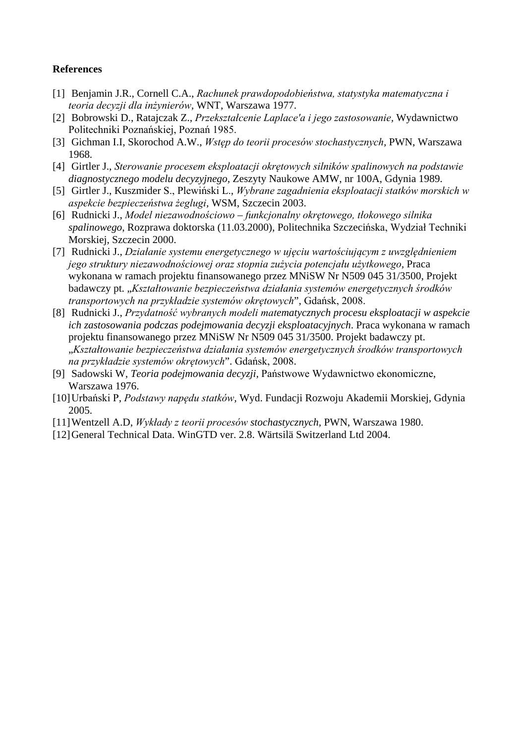**References**

[1] Benjamin J.R., Cornell C.A., *Rachunek prawdopodobieństwa, statystyka matematyczna i teoria decyzji dla inżynierów*, WNT, Warszawa 1977.

[2] Bobrowski D., Ratajczak Z., *Przekształcenie Laplace'a i jego zastosowanie*, Wydawnictwo Politechniki Poznańskiej, Poznań 1985.

[3] Gichman I.I, Skorochod A.W., *Wstęp do teorii procesów stochastycznych*, PWN, Warszawa 1968.

[4] Girtler J., *Sterowanie procesem eksploatacji okrętowych silników spalinowych na podstawie diagnostycznego modelu decyzyjnego*, Zeszyty Naukowe AMW, nr 100A, Gdynia 1989.

[5] Girtler J., Kuszmider S., Plewiński L., *Wybrane zagadnienia eksploatacji statków morskich w aspekcie bezpieczeństwa żeglugi*, WSM, Szczecin 2003.

[6] Rudnicki J., *Model niezawodnościowo – funkcjonalny okrętowego, tłokowego silnika spalinowego*, Rozprawa doktorska (11.03.2000), Politechnika Szczecińska, Wydział Techniki Morskiej, Szczecin 2000.

[7] Rudnicki J., *Działanie systemu energetycznego w ujęciu wartościującym z uwzględnieniem jego struktury niezawodnościowej oraz stopnia zużycia potencjału użytkowego*, Praca wykonana w ramach projektu finansowanego przez MNiSW Nr N509 045 31/3500, Projekt badawczy pt. „*Kształtowanie bezpieczeństwa działania systemów energetycznych środków transportowych na przykładzie systemów okrętowych*", Gdańsk, 2008.

[8] Rudnicki J., *Przydatność wybranych modeli matematycznych procesu eksploatacji w aspekcie ich zastosowania podczas podejmowania decyzji eksploatacyjnych*. Praca wykonana w ramach projektu finansowanego przez MNiSW Nr N509 045 31/3500. Projekt badawczy pt. „*Kształtowanie bezpieczeństwa działania systemów energetycznych środków transportowych na przykładzie systemów okrętowych*". Gdańsk, 2008.

[9] Sadowski W, *Teoria podejmowania decyzji*, Państwowe Wydawnictwo ekonomiczne, Warszawa 1976.

[10] Urbański P, *Podstawy napędu statków*, Wyd. Fundacji Rozwoju Akademii Morskiej, Gdynia 2005.

[11] Wentzell A.D, *Wykłady z teorii procesów stochastycznych*, PWN, Warszawa 1980.

[12] General Technical Data. WinGTD ver. 2.8. Wärtsilä Switzerland Ltd 2004.